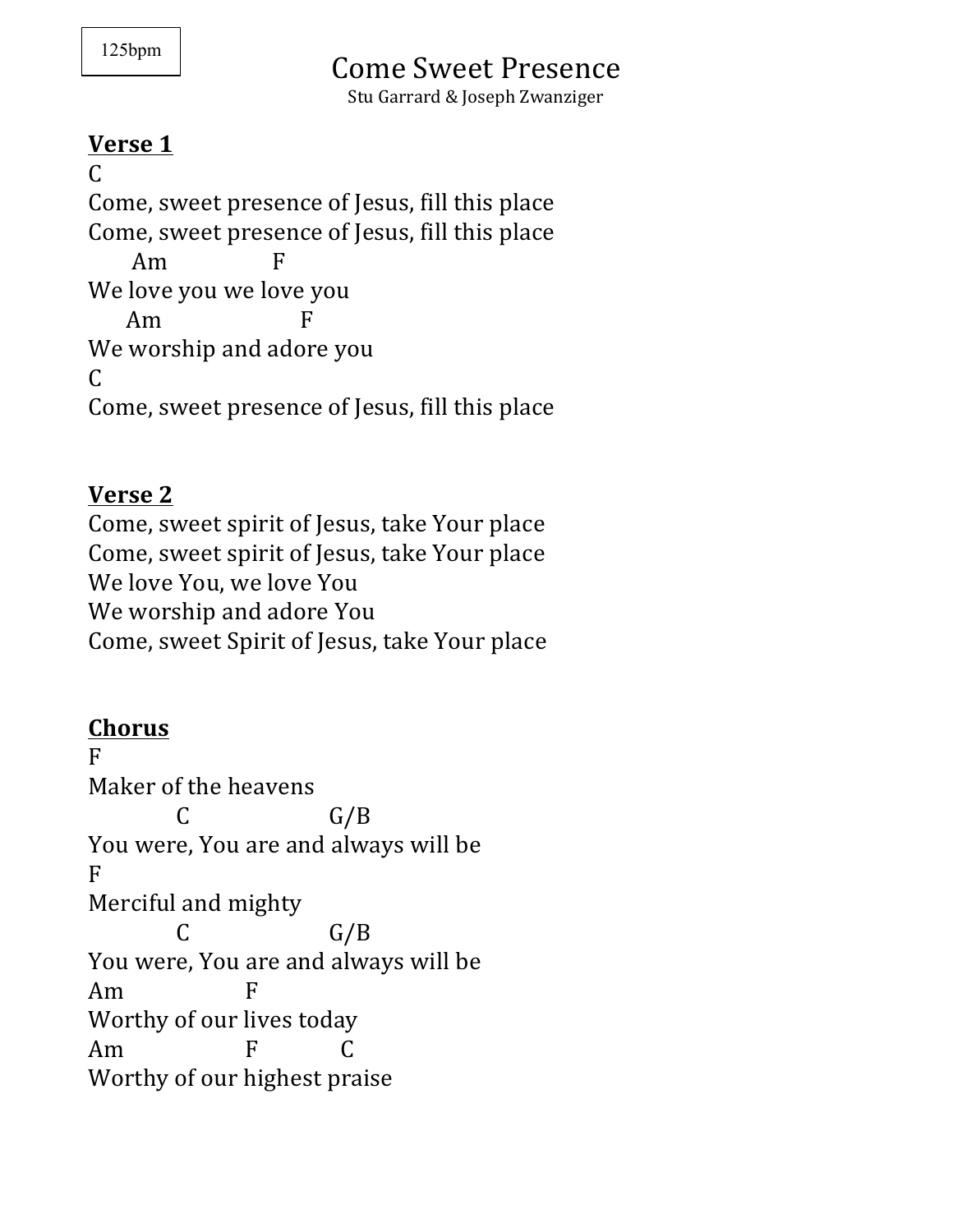125bpm

# Come Sweet Presence

Stu Garrard & Joseph Zwanziger

**Verse 1**

```
C
Come, sweet presence of Jesus, fill this place
Come, sweet presence of Jesus, fill this place
       Am                  F
We love you we love you
      Am                      F
We worship and adore you
C
Come, sweet presence of Jesus, fill this place
```

**Verse 2**

Come, sweet spirit of Jesus, take Your place
Come, sweet spirit of Jesus, take Your place
We love You, we love You
We worship and adore You
Come, sweet Spirit of Jesus, take Your place

**Chorus**

```
F
Maker of the heavens
              C                      G/B
You were, You are and always will be
F
Merciful and mighty
              C                      G/B
You were, You are and always will be
Am                 F
Worthy of our lives today
Am                    F              C
Worthy of our highest praise
```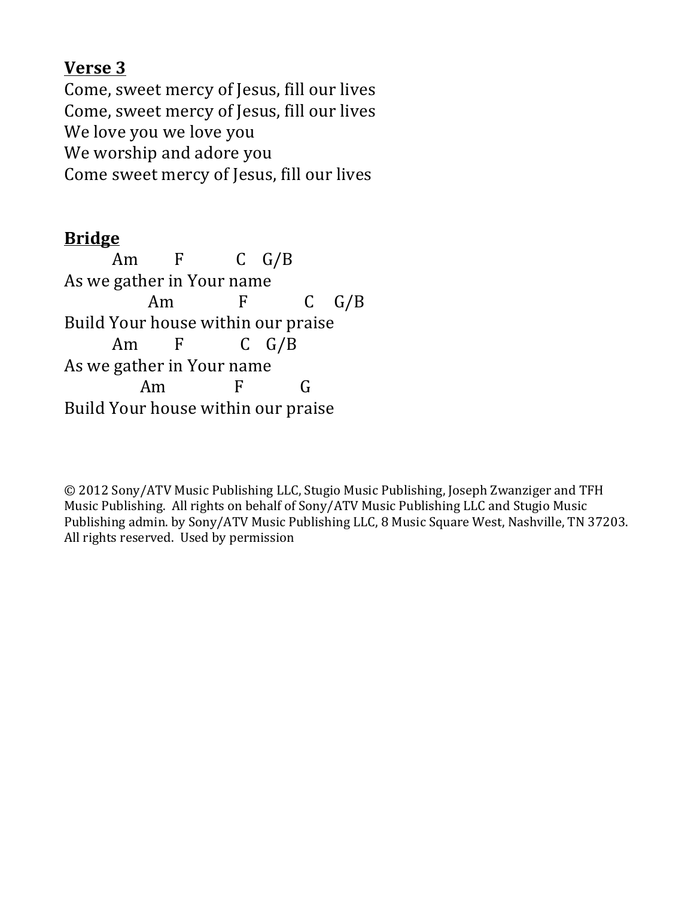**Verse 3**

Come, sweet mercy of Jesus, fill our lives
Come, sweet mercy of Jesus, fill our lives
We love you we love you
We worship and adore you
Come sweet mercy of Jesus, fill our lives

**Bridge**

```
        Am        F           C    G/B
As we gather in Your name
              Am              F            C     G/B
Build Your house within our praise
        Am        F            C    G/B
As we gather in Your name
             Am              F           G
Build Your house within our praise
```

© 2012 Sony/ATV Music Publishing LLC, Stugio Music Publishing, Joseph Zwanziger and TFH Music Publishing. All rights on behalf of Sony/ATV Music Publishing LLC and Stugio Music Publishing admin. by Sony/ATV Music Publishing LLC, 8 Music Square West, Nashville, TN 37203. All rights reserved. Used by permission